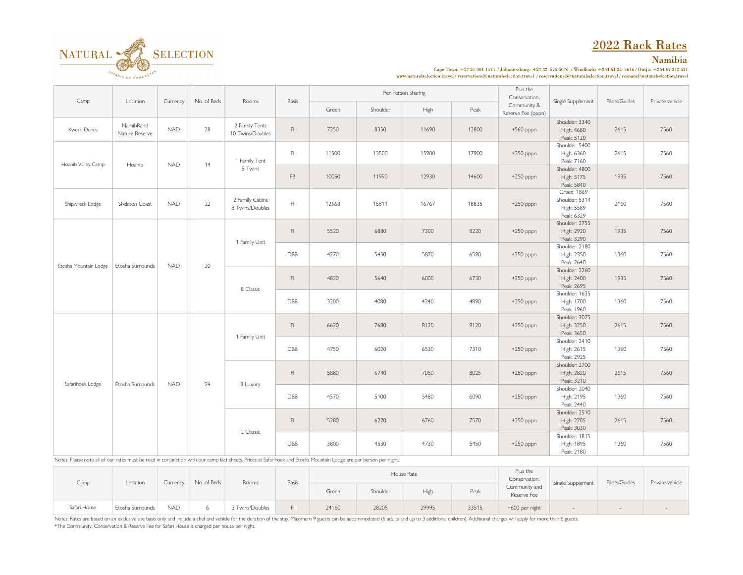NATURAL SELECTION

SAFARIS OF CHARACTER

# 2022 Rack Rates

## Namibia

Cape Town: +27 21 001 1574 / Johannesburg: +27 82 575 5076 / Windhoek: +264 61 22 5616 / Outjo: +264 67 312 521
www.naturalselection.travel / reservations@naturalselection.travel / reservations2@naturalselection.travel / resnam@naturalselection.travel

| Camp | Location | Currency | No. of Beds | Rooms | Basis | Per Person Sharing | | | | Plus the Conservation, Community & Reserve Fee (pppn) | Single Supplement | Pilots/Guides | Private vehicle |
|---|---|---|---|---|---|---|---|---|---|---|---|---|---|
| | | | | | | Green | Shoulder | High | Peak | | | | |
| Kwessi Dunes | NamibRand Nature Reserve | NAD | 28 | 2 Family Tents 10 Twins/Doubles | FI | 7250 | 8350 | 11690 | 12800 | +560 pppn | Shoulder: 3340 High: 4680 Peak: 5120 | 2615 | 7560 |
| Hoanib Valley Camp | Hoanib | NAD | 14 | 1 Family Tent 5 Twins | FI | 11500 | 13500 | 15900 | 17900 | +250 pppn | Shoulder: 5400 High: 6360 Peak: 7160 | 2615 | 7560 |
| | | | | | FB | 10050 | 11990 | 12930 | 14600 | +250 pppn | Shoulder: 4800 High: 5175 Peak: 5840 | 1935 | 7560 |
| Shipwreck Lodge | Skeleton Coast | NAD | 22 | 2 Family Cabins 8 Twins/Doubles | FI | 12668 | 15811 | 16767 | 18835 | +250 pppn | Green: 1869 Shoulder: 5314 High: 5589 Peak: 6329 | 2160 | 7560 |
| Etosha Mountain Lodge | Etosha Surrounds | NAD | 20 | 1 Family Unit | FI | 5520 | 6880 | 7300 | 8220 | +250 pppn | Shoulder: 2755 High: 2920 Peak: 3290 | 1935 | 7560 |
| | | | | | DBB | 4270 | 5450 | 5870 | 6590 | +250 pppn | Shoulder: 2180 High: 2350 Peak: 2640 | 1360 | 7560 |
| | | | | 8 Classic | FI | 4830 | 5640 | 6000 | 6730 | +250 pppn | Shoulder: 2260 High: 2400 Peak: 2695 | 1935 | 7560 |
| | | | | | DBB | 3200 | 4080 | 4240 | 4890 | +250 pppn | Shoulder: 1635 High: 1700 Peak: 1960 | 1360 | 7560 |
| Safarihoek Lodge | Etosha Surrounds | NAD | 24 | 1 Family Unit | FI | 6620 | 7680 | 8120 | 9120 | +250 pppn | Shoulder: 3075 High: 3250 Peak: 3650 | 2615 | 7560 |
| | | | | | DBB | 4750 | 6020 | 6530 | 7310 | +250 pppn | Shoulder: 2410 High: 2615 Peak: 2925 | 1360 | 7560 |
| | | | | 8 Luxury | FI | 5880 | 6740 | 7050 | 8025 | +250 pppn | Shoulder: 2700 High: 2820 Peak: 3210 | 2615 | 7560 |
| | | | | | DBB | 4570 | 5100 | 5480 | 6090 | +250 pppn | Shoulder: 2040 High: 2195 Peak: 2440 | 1360 | 7560 |
| | | | | 2 Classic | FI | 5280 | 6270 | 6760 | 7570 | +250 pppn | Shoulder: 2510 High: 2705 Peak: 3030 | 2615 | 7560 |
| | | | | | DBB | 3800 | 4530 | 4730 | 5450 | +250 pppn | Shoulder: 1815 High: 1895 Peak: 2180 | 1360 | 7560 |

Notes: Please note all of our rates must be read in conjunction with our camp fact sheets. Prices at Safarihoek and Etosha Mountain Lodge are per person per night.

| Camp | Location | Currency | No. of Beds | Rooms | Basis | House Rate | | | | Plus the Conservation, Community and Reserve Fee | Single Supplement | Pilots/Guides | Private vehicle |
|---|---|---|---|---|---|---|---|---|---|---|---|---|---|
| | | | | | | Green | Shoulder | High | Peak | | | | |
| Safari House | Etosha Surrounds | NAD | 6 | 3 Twins/Doubles | FI | 24160 | 28205 | 29995 | 33515 | +600 per night | - | - | - |

Notes: Rates are based on an exclusive use basis only and include a chef and vehicle for the duration of the stay. Maximum 9 guests can be accommodated (6 adults and up to 3 additional children). Additional charges will apply for more than 6 guests.

*The Community, Conservation & Reserve Fee for Safari House is charged per house per night.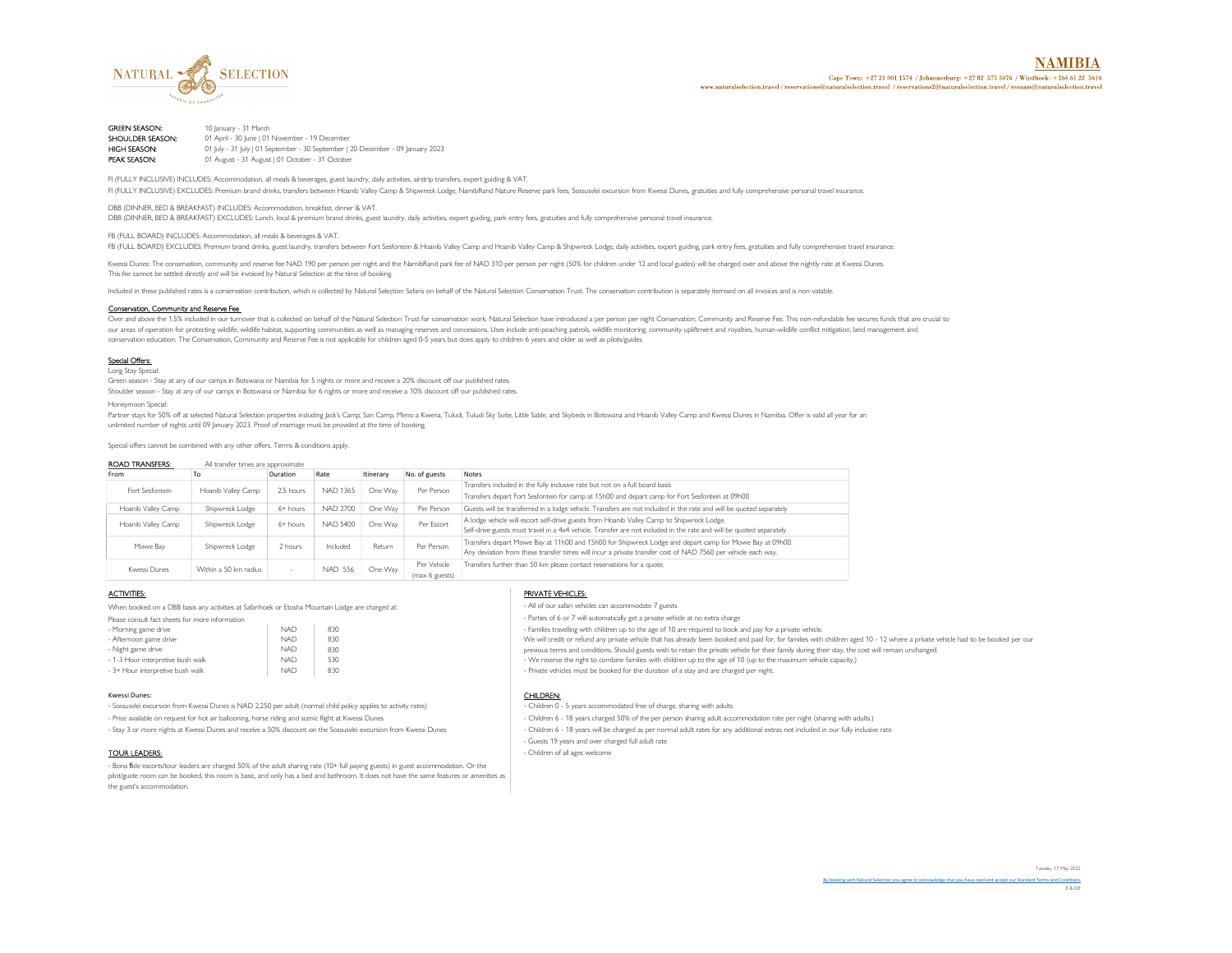# NAMIBIA

Cape Town: +27 21 001 1574 / Johannesburg: +27 82 575 5076 / Windhoek: +264 61 22 5616
www.naturalselection.travel / reservations@naturalselection.travel / reservations2@naturalselection.travel / resnam@naturalselection.travel

**GREEN SEASON:** 10 January - 31 March
**SHOULDER SEASON:** 01 April - 30 June | 01 November - 19 December
**HIGH SEASON:** 01 July - 31 July | 01 September - 30 September | 20 December - 09 January 2023
**PEAK SEASON:** 01 August - 31 August | 01 October - 31 October

FI (FULLY INCLUSIVE) INCLUDES: Accommodation, all meals & beverages, guest laundry, daily activities, airstrip transfers, expert guiding & VAT.
FI (FULLY INCLUSIVE) EXCLUDES: Premium brand drinks, transfers between Hoanib Valley Camp & Shipwreck Lodge, NamibRand Nature Reserve park fees, Sossusvlei excursion from Kwessi Dunes, gratuities and fully comprehensive personal travel insurance.

DBB (DINNER, BED & BREAKFAST) INCLUDES: Accommodation, breakfast, dinner & VAT.
DBB (DINNER, BED & BREAKFAST) EXCLUDES: Lunch, local & premium brand drinks, guest laundry, daily activities, expert guiding, park entry fees, gratuities and fully comprehensive personal travel insurance.

FB (FULL BOARD) INCLUDES: Accommodation, all meals & beverages & VAT.
FB (FULL BOARD) EXCLUDES: Premium brand drinks, guest laundry, transfers between Fort Sesfontein & Hoanib Valley Camp and Hoanib Valley Camp & Shipwreck Lodge, daily activities, expert guiding, park entry fees, gratuities and fully comprehensive travel insurance.

Kwessi Dunes: The conservation, community and reserve fee NAD 190 per person per night and the NamibRand park fee of NAD 310 per person per night (50% for children under 12 and local guides) will be charged over and above the nightly rate at Kwessi Dunes.
This fee cannot be settled directly and will be invoiced by Natural Selection at the time of booking.

Included in these published rates is a conservation contribution, which is collected by Natural Selection Safaris on behalf of the Natural Selection Conservation Trust. The conservation contribution is separately itemised on all invoices and is non-vatable.

## Conservation, Community and Reserve Fee

Over and above the 1.5% included in our turnover that is collected on behalf of the Natural Selection Trust for conservation work, Natural Selection have introduced a per person per night Conservation, Community and Reserve Fee. This non-refundable fee secures funds that are crucial to our areas of operation for protecting wildlife, wildlife habitat, supporting communities as well as managing reserves and concessions. Uses include anti-poaching patrols, wildlife monitoring, community upliftment and royalties, human-wildlife conflict mitigation, land management and conservation education. The Conservation, Community and Reserve Fee is not applicable for children aged 0-5 years but does apply to children 6 years and older as well as pilots/guides.

## Special Offers:

Long Stay Special:
Green season - Stay at any of our camps in Botswana or Namibia for 5 nights or more and receive a 20% discount off our published rates.
Shoulder season - Stay at any of our camps in Botswana or Namibia for 6 nights or more and receive a 10% discount off our published rates.

Honeymoon Special:
Partner stays for 50% off at selected Natural Selection properties including Jack's Camp, San Camp, Meno a Kwena, Tuludi, Tuludi Sky Suite, Little Sable, and Skybeds in Botswana and Hoanib Valley Camp and Kwessi Dunes in Namibia. Offer is valid all year for an unlimited number of nights until 09 January 2023. Proof of marriage must be provided at the time of booking.

Special offers cannot be combined with any other offers. Terms & conditions apply.

## ROAD TRANSFERS:

All transfer times are approximate

| From | To | Duration | Rate | Itinerary | No. of guests | Notes |
|---|---|---|---|---|---|---|
| Fort Sesfontein | Hoanib Valley Camp | 2.5 hours | NAD 1365 | One Way | Per Person | Transfers included in the fully inclusive rate but not on a full board basis. Transfers depart Fort Sesfontein for camp at 15h00 and depart camp for Fort Sesfontein at 09h00 |
| Hoanib Valley Camp | Shipwreck Lodge | 6+ hours | NAD 2700 | One Way | Per Person | Guests will be transferred in a lodge vehicle. Transfers are not included in the rate and will be quoted separately |
| Hoanib Valley Camp | Shipwreck Lodge | 6+ hours | NAD 5400 | One Way | Per Escort | A lodge vehicle will escort self-drive guests from Hoanib Valley Camp to Shipwreck Lodge. Self-drive guests must travel in a 4x4 vehicle. Transfer are not included in the rate and will be quoted separately. |
| Mowe Bay | Shipwreck Lodge | 2 hours | Included | Return | Per Person | Transfers depart Mowe Bay at 11h00 and 15h00 for Shipwreck Lodge and depart camp for Mowe Bay at 09h00. Any deviation from these transfer times will incur a private transfer cost of NAD 7560 per vehicle each way. |
| Kwessi Dunes | Within a 50 km radius | - | NAD 556 | One Way | Per Vehicle (max 6 guests) | Transfers further than 50 km please contact reservations for a quote. |

## ACTIVITIES:

When booked on a DBB basis any activities at Safarihoek or Etosha Mountain Lodge are charged at:

Please consult fact sheets for more information

| Activity | | |
|---|---|---|
| - Morning game drive | NAD | 830 |
| - Afternoon game drive | NAD | 830 |
| - Night game drive | NAD | 830 |
| - 1-3 Hour interpretive bush walk | NAD | 530 |
| - 3+ Hour interpretive bush walk | NAD | 830 |

Kwessi Dunes:

- Sossusvlei excursion from Kwessi Dunes is NAD 2,250 per adult (normal child policy applies to activity rates)
- Price available on request for hot air ballooning, horse riding and scenic flight at Kwessi Dunes
- Stay 3 or more nights at Kwessi Dunes and receive a 50% discount on the Sossusvlei excursion from Kwessi Dunes

## TOUR LEADERS:

- Bona fide escorts/tour leaders are charged 50% of the adult sharing rate (10+ full paying guests) in guest accommodation. Or the pilot/guide room can be booked, this room is basic, and only has a bed and bathroom. It does not have the same features or amenities as the guest's accommodation.

## PRIVATE VEHICLES:

- All of our safari vehicles can accommodate 7 guests
- Parties of 6 or 7 will automatically get a private vehicle at no extra charge
- Families travelling with children up to the age of 10 are required to book and pay for a private vehicle.
We will credit or refund any private vehicle that has already been booked and paid for, for families with children aged 10 - 12 where a private vehicle had to be booked per our previous terms and conditions. Should guests wish to retain the private vehicle for their family during their stay, the cost will remain unchanged.
- We reserve the right to combine families with children up to the age of 10 (up to the maximum vehicle capacity.)
- Private vehicles must be booked for the duration of a stay and are charged per night.

## CHILDREN:

- Children 0 - 5 years accommodated free of charge, sharing with adults
- Children 6 - 18 years charged 50% of the per person sharing adult accommodation rate per night (sharing with adults.)
- Children 6 - 18 years will be charged as per normal adult rates for any additional extras not included in our fully inclusive rate
- Guests 19 years and over charged full adult rate
- Children of all ages welcome

Tuesday, 17 May 2022

By booking with Natural Selection you agree to acknowledge that you have read and accept our Standard Terms and Conditions

E & OE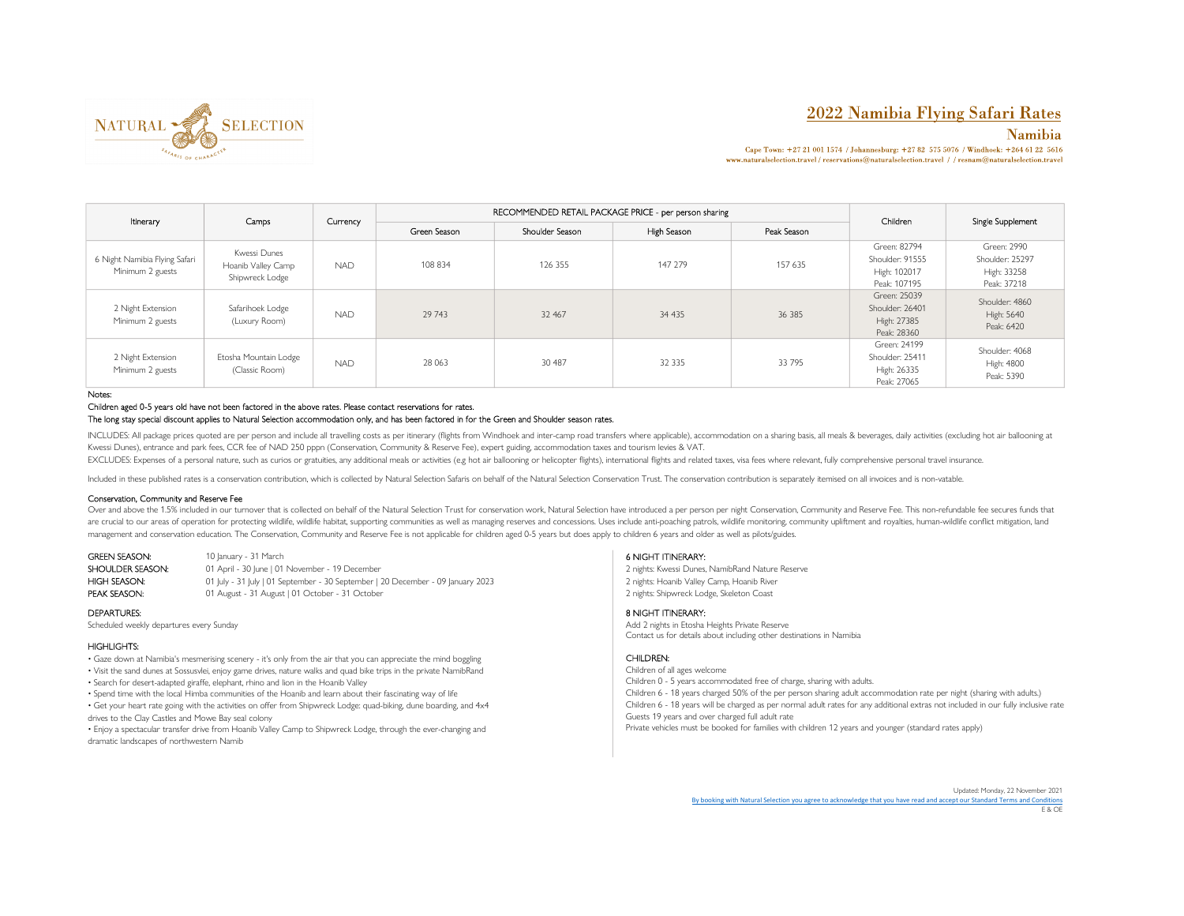# 2022 Namibia Flying Safari Rates

## Namibia

Cape Town: +27 21 001 1574 / Johannesburg: +27 82 575 5076 / Windhoek: +264 61 22 5616
www.naturalselection.travel / reservations@naturalselection.travel / / resnam@naturalselection.travel

| Itinerary | Camps | Currency | RECOMMENDED RETAIL PACKAGE PRICE - per person sharing | | | | Children | Single Supplement |
|---|---|---|---|---|---|---|---|---|
| | | | Green Season | Shoulder Season | High Season | Peak Season | | |
| 6 Night Namibia Flying Safari Minimum 2 guests | Kwessi Dunes Hoanib Valley Camp Shipwreck Lodge | NAD | 108 834 | 126 355 | 147 279 | 157 635 | Green: 82794 Shoulder: 91555 High: 102017 Peak: 107195 | Green: 2990 Shoulder: 25297 High: 33258 Peak: 37218 |
| 2 Night Extension Minimum 2 guests | Safarihoek Lodge (Luxury Room) | NAD | 29 743 | 32 467 | 34 435 | 36 385 | Green: 25039 Shoulder: 26401 High: 27385 Peak: 28360 | Shoulder: 4860 High: 5640 Peak: 6420 |
| 2 Night Extension Minimum 2 guests | Etosha Mountain Lodge (Classic Room) | NAD | 28 063 | 30 487 | 32 335 | 33 795 | Green: 24199 Shoulder: 25411 High: 26335 Peak: 27065 | Shoulder: 4068 High: 4800 Peak: 5390 |

Notes:

Children aged 0-5 years old have not been factored in the above rates. Please contact reservations for rates.

The long stay special discount applies to Natural Selection accommodation only, and has been factored in for the Green and Shoulder season rates.

INCLUDES: All package prices quoted are per person and include all travelling costs as per itinerary (flights from Windhoek and inter-camp road transfers where applicable), accommodation on a sharing basis, all meals & beverages, daily activities (excluding hot air ballooning at Kwessi Dunes), entrance and park fees, CCR fee of NAD 250 pppn (Conservation, Community & Reserve Fee), expert guiding, accommodation taxes and tourism levies & VAT.

EXCLUDES: Expenses of a personal nature, such as curios or gratuities, any additional meals or activities (e.g hot air ballooning or helicopter flights), international flights and related taxes, visa fees where relevant, fully comprehensive personal travel insurance.

Included in these published rates is a conservation contribution, which is collected by Natural Selection Safaris on behalf of the Natural Selection Conservation Trust. The conservation contribution is separately itemised on all invoices and is non-vatable.

Conservation, Community and Reserve Fee

Over and above the 1.5% included in our turnover that is collected on behalf of the Natural Selection Trust for conservation work, Natural Selection have introduced a per person per night Conservation, Community and Reserve Fee. This non-refundable fee secures funds that are crucial to our areas of operation for protecting wildlife, wildlife habitat, supporting communities as well as managing reserves and concessions. Uses include anti-poaching patrols, wildlife monitoring, community upliftment and royalties, human-wildlife conflict mitigation, land management and conservation education. The Conservation, Community and Reserve Fee is not applicable for children aged 0-5 years but does apply to children 6 years and older as well as pilots/guides.

GREEN SEASON: 10 January - 31 March
SHOULDER SEASON: 01 April - 30 June | 01 November - 19 December
HIGH SEASON: 01 July - 31 July | 01 September - 30 September | 20 December - 09 January 2023
PEAK SEASON: 01 August - 31 August | 01 October - 31 October

DEPARTURES:
Scheduled weekly departures every Sunday

HIGHLIGHTS:
- Gaze down at Namibia's mesmerising scenery - it's only from the air that you can appreciate the mind boggling
- Visit the sand dunes at Sossusvlei, enjoy game drives, nature walks and quad bike trips in the private NamibRand
- Search for desert-adapted giraffe, elephant, rhino and lion in the Hoanib Valley
- Spend time with the local Himba communities of the Hoanib and learn about their fascinating way of life
- Get your heart rate going with the activities on offer from Shipwreck Lodge: quad-biking, dune boarding, and 4x4 drives to the Clay Castles and Mowe Bay seal colony
- Enjoy a spectacular transfer drive from Hoanib Valley Camp to Shipwreck Lodge, through the ever-changing and dramatic landscapes of northwestern Namib

6 NIGHT ITINERARY:
2 nights: Kwessi Dunes, NamibRand Nature Reserve
2 nights: Hoanib Valley Camp, Hoanib River
2 nights: Shipwreck Lodge, Skeleton Coast

8 NIGHT ITINERARY:
Add 2 nights in Etosha Heights Private Reserve
Contact us for details about including other destinations in Namibia

CHILDREN:
Children of all ages welcome
Children 0 - 5 years accommodated free of charge, sharing with adults.
Children 6 - 18 years charged 50% of the per person sharing adult accommodation rate per night (sharing with adults.)
Children 6 - 18 years will be charged as per normal adult rates for any additional extras not included in our fully inclusive rate
Guests 19 years and over charged full adult rate
Private vehicles must be booked for families with children 12 years and younger (standard rates apply)

Updated: Monday, 22 November 2021
By booking with Natural Selection you agree to acknowledge that you have read and accept our Standard Terms and Conditions
E & OE